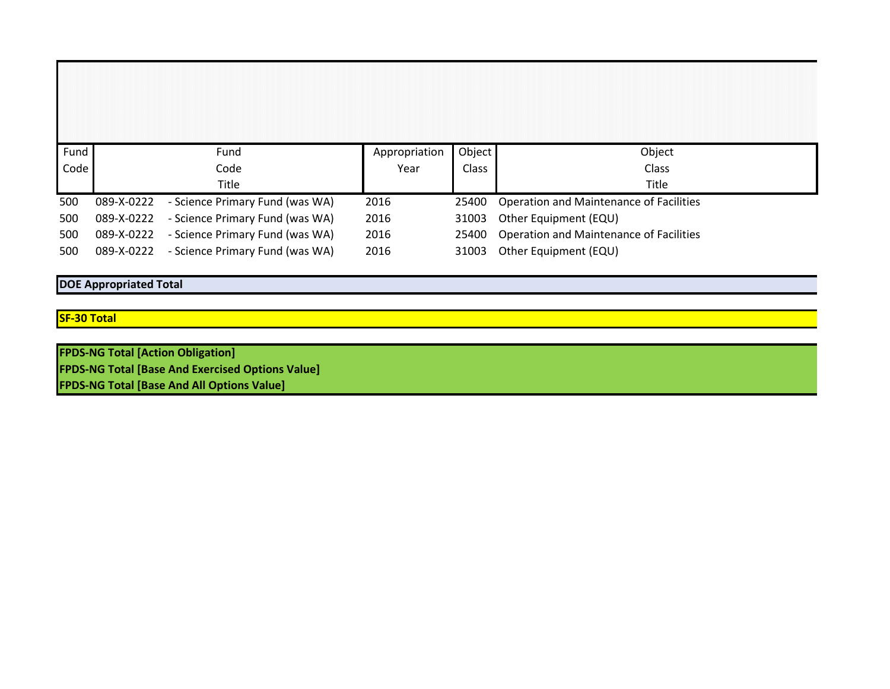| Fund Code | Fund Code Title | | Appropriation Year | Object Class | Object Class Title |
|---|---|---|---|---|---|
| 500 | 089-X-0222 | - Science Primary Fund (was WA) | 2016 | 25400 | Operation and Maintenance of Facilities |
| 500 | 089-X-0222 | - Science Primary Fund (was WA) | 2016 | 31003 | Other Equipment (EQU) |
| 500 | 089-X-0222 | - Science Primary Fund (was WA) | 2016 | 25400 | Operation and Maintenance of Facilities |
| 500 | 089-X-0222 | - Science Primary Fund (was WA) | 2016 | 31003 | Other Equipment (EQU) |

**DOE Appropriated Total**

**SF-30 Total**

**FPDS-NG Total [Action Obligation]**
**FPDS-NG Total [Base And Exercised Options Value]**
**FPDS-NG Total [Base And All Options Value]**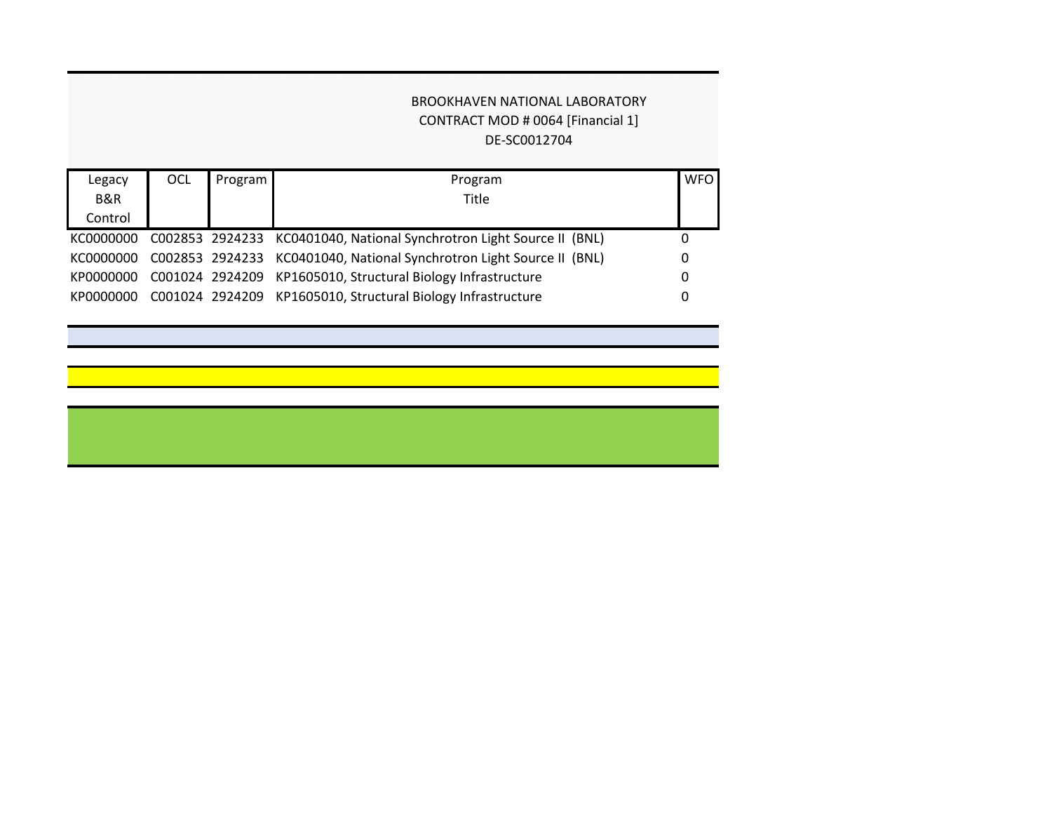BROOKHAVEN NATIONAL LABORATORY
CONTRACT MOD # 0064 [Financial 1]
DE-SC0012704

| Legacy B&R Control | OCL | Program | Program Title | WFO |
|---|---|---|---|---|
| KC0000000 | C002853 | 2924233 | KC0401040, National Synchrotron Light Source II (BNL) | 0 |
| KC0000000 | C002853 | 2924233 | KC0401040, National Synchrotron Light Source II (BNL) | 0 |
| KP0000000 | C001024 | 2924209 | KP1605010, Structural Biology Infrastructure | 0 |
| KP0000000 | C001024 | 2924209 | KP1605010, Structural Biology Infrastructure | 0 |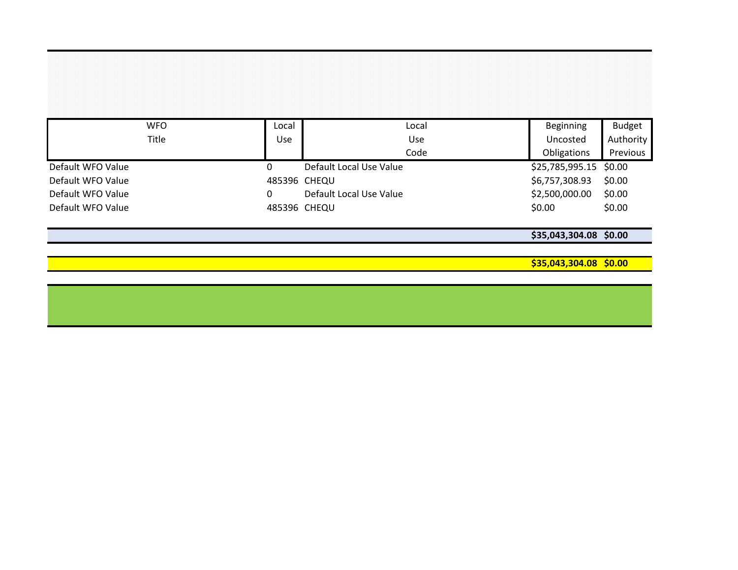| WFO Title | Local Use | Local Use Code | Beginning Uncosted Obligations | Budget Authority Previous |
|---|---|---|---|---|
| Default WFO Value | 0 | Default Local Use Value | $25,785,995.15 | $0.00 |
| Default WFO Value | 485396 | CHEQU | $6,757,308.93 | $0.00 |
| Default WFO Value | 0 | Default Local Use Value | $2,500,000.00 | $0.00 |
| Default WFO Value | 485396 | CHEQU | $0.00 | $0.00 |
| | | | **$35,043,304.08** | **$0.00** |
| | | | **$35,043,304.08** | **$0.00** |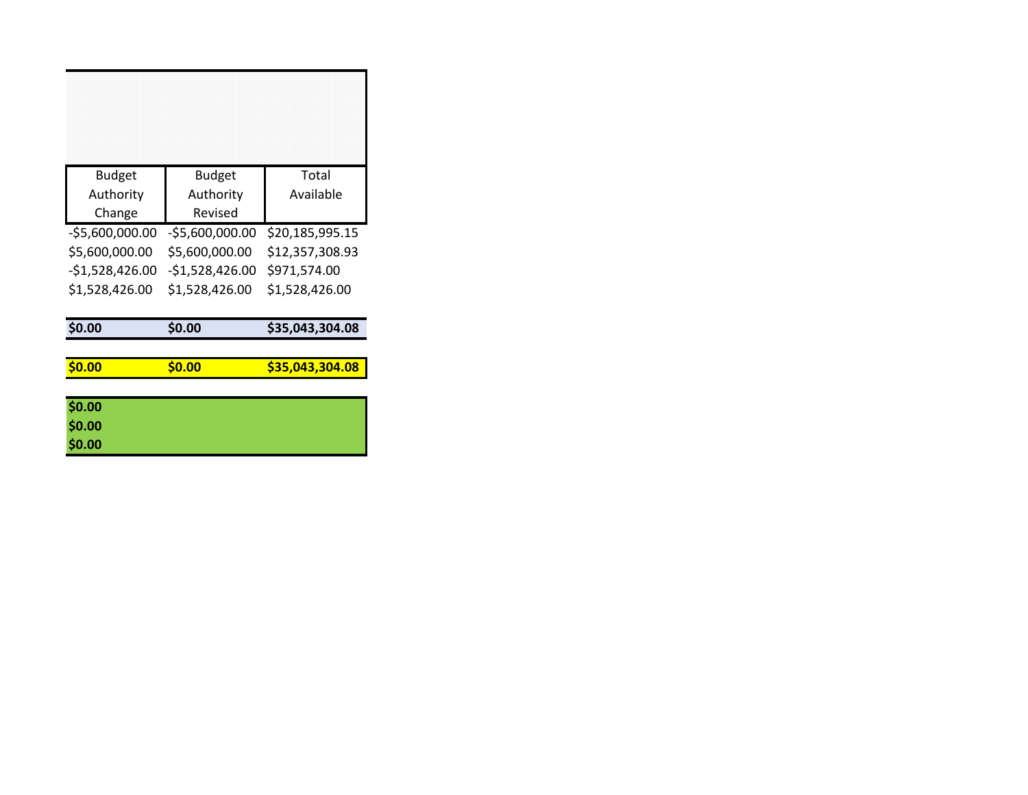| Budget Authority Change | Budget Authority Revised | Total Available |
|---|---|---|
| -$5,600,000.00 | -$5,600,000.00 | $20,185,995.15 |
| $5,600,000.00 | $5,600,000.00 | $12,357,308.93 |
| -$1,528,426.00 | -$1,528,426.00 | $971,574.00 |
| $1,528,426.00 | $1,528,426.00 | $1,528,426.00 |
| **$0.00** | **$0.00** | **$35,043,304.08** |
| **$0.00** | **$0.00** | **$35,043,304.08** |
| **$0.00** | | |
| **$0.00** | | |
| **$0.00** | | |